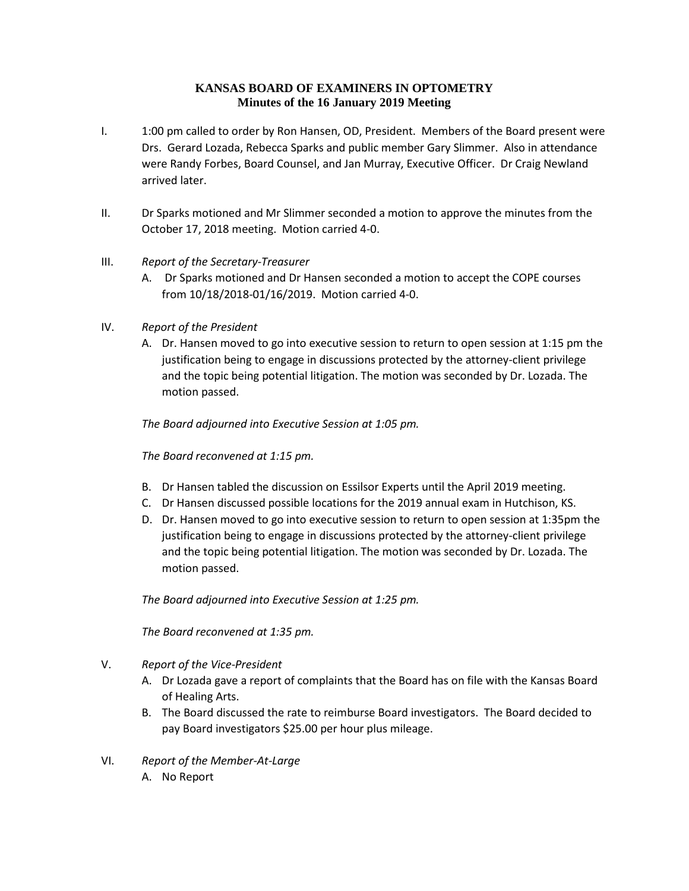# KANSAS BOARD OF EXAMINERS IN OPTOMETRY
## Minutes of the 16 January 2019 Meeting

I. 1:00 pm called to order by Ron Hansen, OD, President. Members of the Board present were Drs. Gerard Lozada, Rebecca Sparks and public member Gary Slimmer. Also in attendance were Randy Forbes, Board Counsel, and Jan Murray, Executive Officer. Dr Craig Newland arrived later.

II. Dr Sparks motioned and Mr Slimmer seconded a motion to approve the minutes from the October 17, 2018 meeting. Motion carried 4-0.

III. *Report of the Secretary-Treasurer*

A. Dr Sparks motioned and Dr Hansen seconded a motion to accept the COPE courses from 10/18/2018-01/16/2019. Motion carried 4-0.

IV. *Report of the President*

A. Dr. Hansen moved to go into executive session to return to open session at 1:15 pm the justification being to engage in discussions protected by the attorney-client privilege and the topic being potential litigation. The motion was seconded by Dr. Lozada. The motion passed.

*The Board adjourned into Executive Session at 1:05 pm.*

*The Board reconvened at 1:15 pm.*

B. Dr Hansen tabled the discussion on Essilsor Experts until the April 2019 meeting.

C. Dr Hansen discussed possible locations for the 2019 annual exam in Hutchison, KS.

D. Dr. Hansen moved to go into executive session to return to open session at 1:35pm the justification being to engage in discussions protected by the attorney-client privilege and the topic being potential litigation. The motion was seconded by Dr. Lozada. The motion passed.

*The Board adjourned into Executive Session at 1:25 pm.*

*The Board reconvened at 1:35 pm.*

V. *Report of the Vice-President*

A. Dr Lozada gave a report of complaints that the Board has on file with the Kansas Board of Healing Arts.

B. The Board discussed the rate to reimburse Board investigators. The Board decided to pay Board investigators $25.00 per hour plus mileage.

VI. *Report of the Member-At-Large*

A. No Report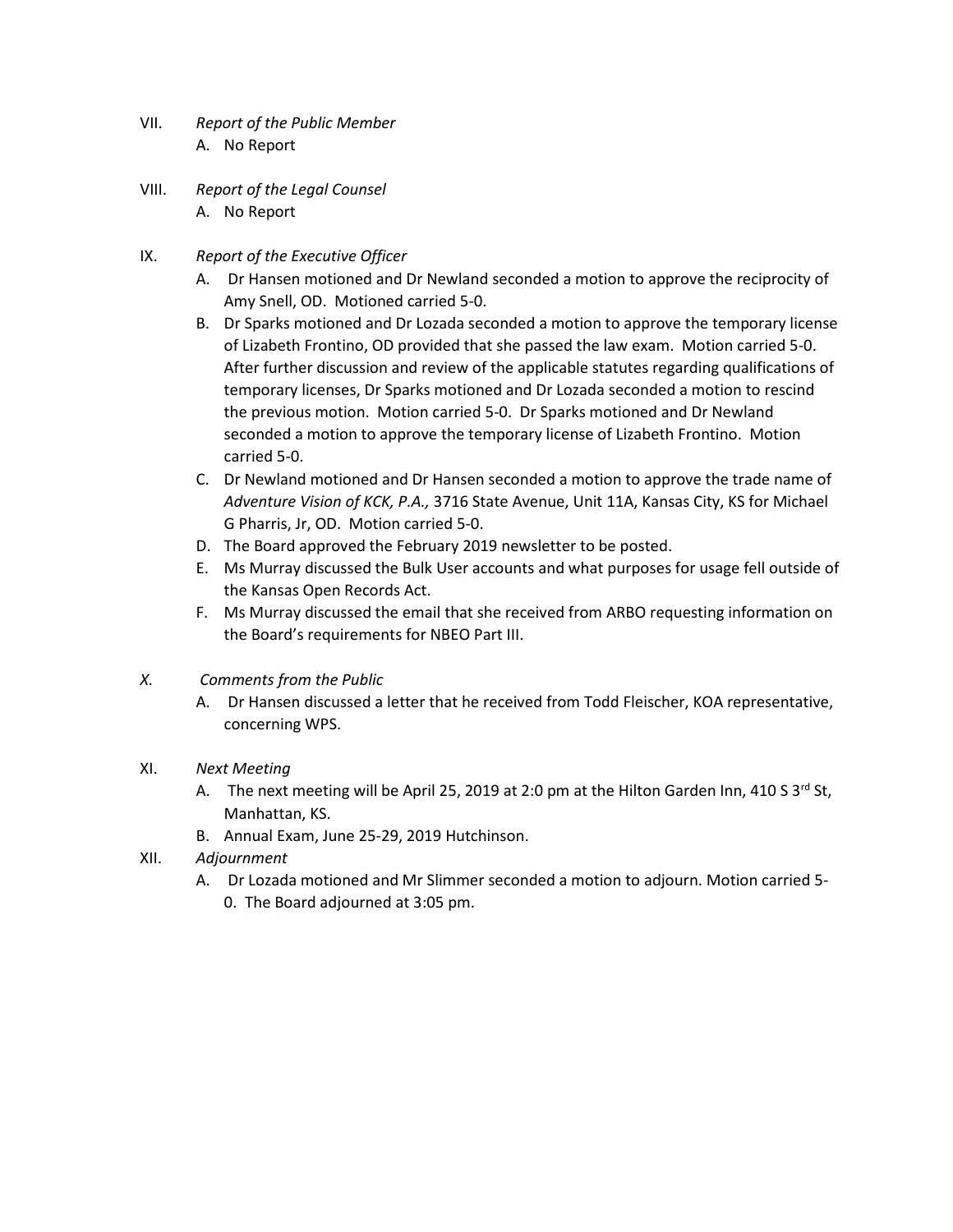VII. *Report of the Public Member*

A. No Report

VIII. *Report of the Legal Counsel*

A. No Report

IX. *Report of the Executive Officer*

A. Dr Hansen motioned and Dr Newland seconded a motion to approve the reciprocity of Amy Snell, OD. Motioned carried 5-0.

B. Dr Sparks motioned and Dr Lozada seconded a motion to approve the temporary license of Lizabeth Frontino, OD provided that she passed the law exam. Motion carried 5-0. After further discussion and review of the applicable statutes regarding qualifications of temporary licenses, Dr Sparks motioned and Dr Lozada seconded a motion to rescind the previous motion. Motion carried 5-0. Dr Sparks motioned and Dr Newland seconded a motion to approve the temporary license of Lizabeth Frontino. Motion carried 5-0.

C. Dr Newland motioned and Dr Hansen seconded a motion to approve the trade name of *Adventure Vision of KCK, P.A.,* 3716 State Avenue, Unit 11A, Kansas City, KS for Michael G Pharris, Jr, OD. Motion carried 5-0.

D. The Board approved the February 2019 newsletter to be posted.

E. Ms Murray discussed the Bulk User accounts and what purposes for usage fell outside of the Kansas Open Records Act.

F. Ms Murray discussed the email that she received from ARBO requesting information on the Board's requirements for NBEO Part III.

*X. Comments from the Public*

A. Dr Hansen discussed a letter that he received from Todd Fleischer, KOA representative, concerning WPS.

XI. *Next Meeting*

A. The next meeting will be April 25, 2019 at 2:0 pm at the Hilton Garden Inn, 410 S 3rd St, Manhattan, KS.

B. Annual Exam, June 25-29, 2019 Hutchinson.

XII. *Adjournment*

A. Dr Lozada motioned and Mr Slimmer seconded a motion to adjourn. Motion carried 5-0. The Board adjourned at 3:05 pm.